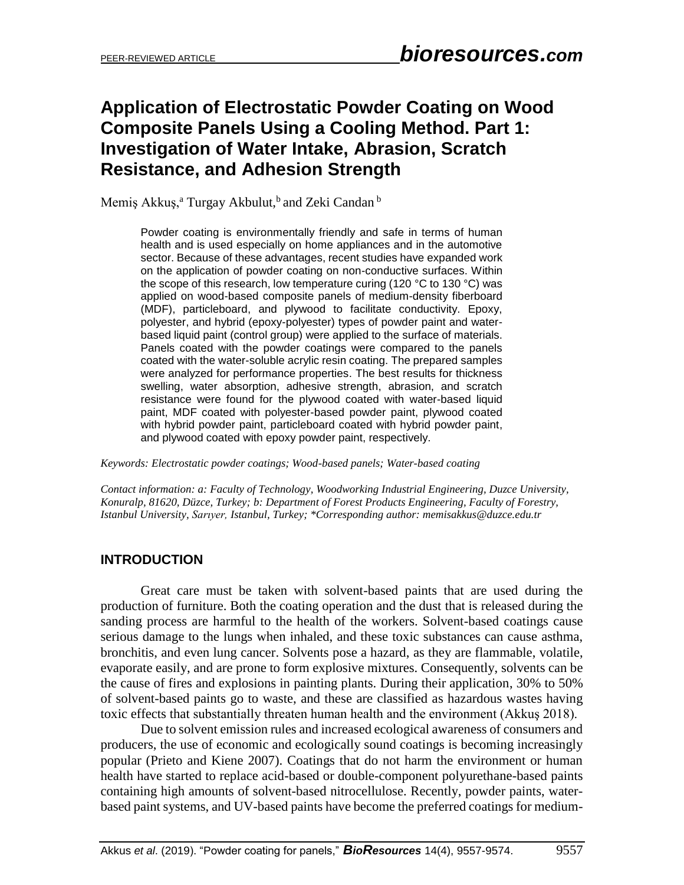# Application of Electrostatic Powder Coating on Wood Composite Panels Using a Cooling Method. Part 1: Investigation of Water Intake, Abrasion, Scratch Resistance, and Adhesion Strength

Memiş Akkuş,[a] Turgay Akbulut,[b] and Zeki Candan [b]

Powder coating is environmentally friendly and safe in terms of human health and is used especially on home appliances and in the automotive sector. Because of these advantages, recent studies have expanded work on the application of powder coating on non-conductive surfaces. Within the scope of this research, low temperature curing (120 °C to 130 °C) was applied on wood-based composite panels of medium-density fiberboard (MDF), particleboard, and plywood to facilitate conductivity. Epoxy, polyester, and hybrid (epoxy-polyester) types of powder paint and water-based liquid paint (control group) were applied to the surface of materials. Panels coated with the powder coatings were compared to the panels coated with the water-soluble acrylic resin coating. The prepared samples were analyzed for performance properties. The best results for thickness swelling, water absorption, adhesive strength, abrasion, and scratch resistance were found for the plywood coated with water-based liquid paint, MDF coated with polyester-based powder paint, plywood coated with hybrid powder paint, particleboard coated with hybrid powder paint, and plywood coated with epoxy powder paint, respectively.

*Keywords: Electrostatic powder coatings; Wood-based panels; Water-based coating*

*Contact information: a: Faculty of Technology, Woodworking Industrial Engineering, Duzce University, Konuralp, 81620, Düzce, Turkey; b: Department of Forest Products Engineering, Faculty of Forestry, Istanbul University, Sarıyer, Istanbul, Turkey; *Corresponding author: memisakkus@duzce.edu.tr*

## INTRODUCTION

Great care must be taken with solvent-based paints that are used during the production of furniture. Both the coating operation and the dust that is released during the sanding process are harmful to the health of the workers. Solvent-based coatings cause serious damage to the lungs when inhaled, and these toxic substances can cause asthma, bronchitis, and even lung cancer. Solvents pose a hazard, as they are flammable, volatile, evaporate easily, and are prone to form explosive mixtures. Consequently, solvents can be the cause of fires and explosions in painting plants. During their application, 30% to 50% of solvent-based paints go to waste, and these are classified as hazardous wastes having toxic effects that substantially threaten human health and the environment (Akkuş 2018).

Due to solvent emission rules and increased ecological awareness of consumers and producers, the use of economic and ecologically sound coatings is becoming increasingly popular (Prieto and Kiene 2007). Coatings that do not harm the environment or human health have started to replace acid-based or double-component polyurethane-based paints containing high amounts of solvent-based nitrocellulose. Recently, powder paints, water-based paint systems, and UV-based paints have become the preferred coatings for medium-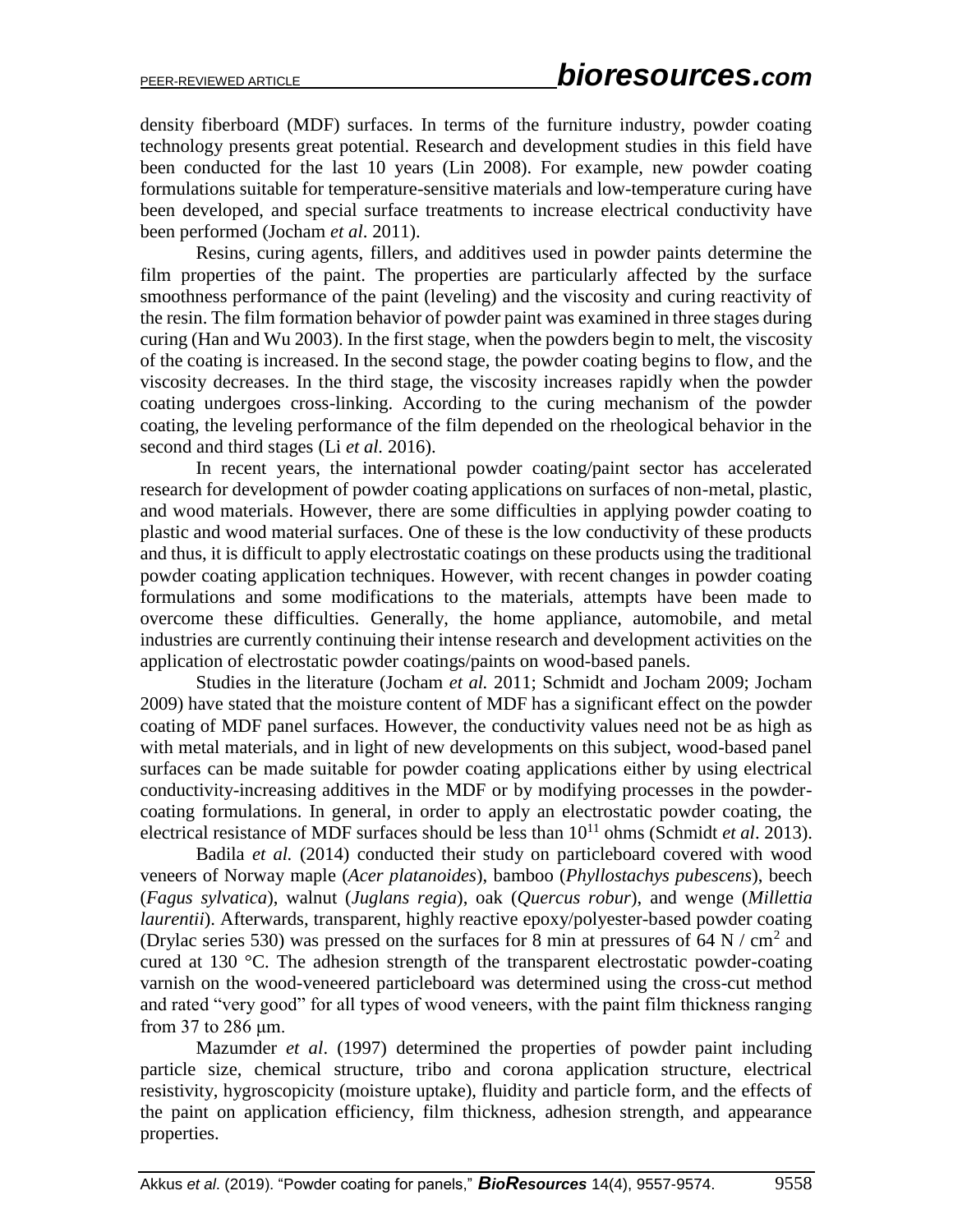density fiberboard (MDF) surfaces. In terms of the furniture industry, powder coating technology presents great potential. Research and development studies in this field have been conducted for the last 10 years (Lin 2008). For example, new powder coating formulations suitable for temperature-sensitive materials and low-temperature curing have been developed, and special surface treatments to increase electrical conductivity have been performed (Jocham *et al*. 2011).

Resins, curing agents, fillers, and additives used in powder paints determine the film properties of the paint. The properties are particularly affected by the surface smoothness performance of the paint (leveling) and the viscosity and curing reactivity of the resin. The film formation behavior of powder paint was examined in three stages during curing (Han and Wu 2003). In the first stage, when the powders begin to melt, the viscosity of the coating is increased. In the second stage, the powder coating begins to flow, and the viscosity decreases. In the third stage, the viscosity increases rapidly when the powder coating undergoes cross-linking. According to the curing mechanism of the powder coating, the leveling performance of the film depended on the rheological behavior in the second and third stages (Li *et al.* 2016).

In recent years, the international powder coating/paint sector has accelerated research for development of powder coating applications on surfaces of non-metal, plastic, and wood materials. However, there are some difficulties in applying powder coating to plastic and wood material surfaces. One of these is the low conductivity of these products and thus, it is difficult to apply electrostatic coatings on these products using the traditional powder coating application techniques. However, with recent changes in powder coating formulations and some modifications to the materials, attempts have been made to overcome these difficulties. Generally, the home appliance, automobile, and metal industries are currently continuing their intense research and development activities on the application of electrostatic powder coatings/paints on wood-based panels.

Studies in the literature (Jocham *et al.* 2011; Schmidt and Jocham 2009; Jocham 2009) have stated that the moisture content of MDF has a significant effect on the powder coating of MDF panel surfaces. However, the conductivity values need not be as high as with metal materials, and in light of new developments on this subject, wood-based panel surfaces can be made suitable for powder coating applications either by using electrical conductivity-increasing additives in the MDF or by modifying processes in the powder-coating formulations. In general, in order to apply an electrostatic powder coating, the electrical resistance of MDF surfaces should be less than $10^{11}$ ohms (Schmidt *et al*. 2013).

Badila *et al.* (2014) conducted their study on particleboard covered with wood veneers of Norway maple (*Acer platanoides*), bamboo (*Phyllostachys pubescens*), beech (*Fagus sylvatica*), walnut (*Juglans regia*), oak (*Quercus robur*), and wenge (*Millettia laurentii*). Afterwards, transparent, highly reactive epoxy/polyester-based powder coating (Drylac series 530) was pressed on the surfaces for 8 min at pressures of 64 N / cm$^2$ and cured at 130 °C. The adhesion strength of the transparent electrostatic powder-coating varnish on the wood-veneered particleboard was determined using the cross-cut method and rated "very good" for all types of wood veneers, with the paint film thickness ranging from 37 to 286 μm.

Mazumder *et al*. (1997) determined the properties of powder paint including particle size, chemical structure, tribo and corona application structure, electrical resistivity, hygroscopicity (moisture uptake), fluidity and particle form, and the effects of the paint on application efficiency, film thickness, adhesion strength, and appearance properties.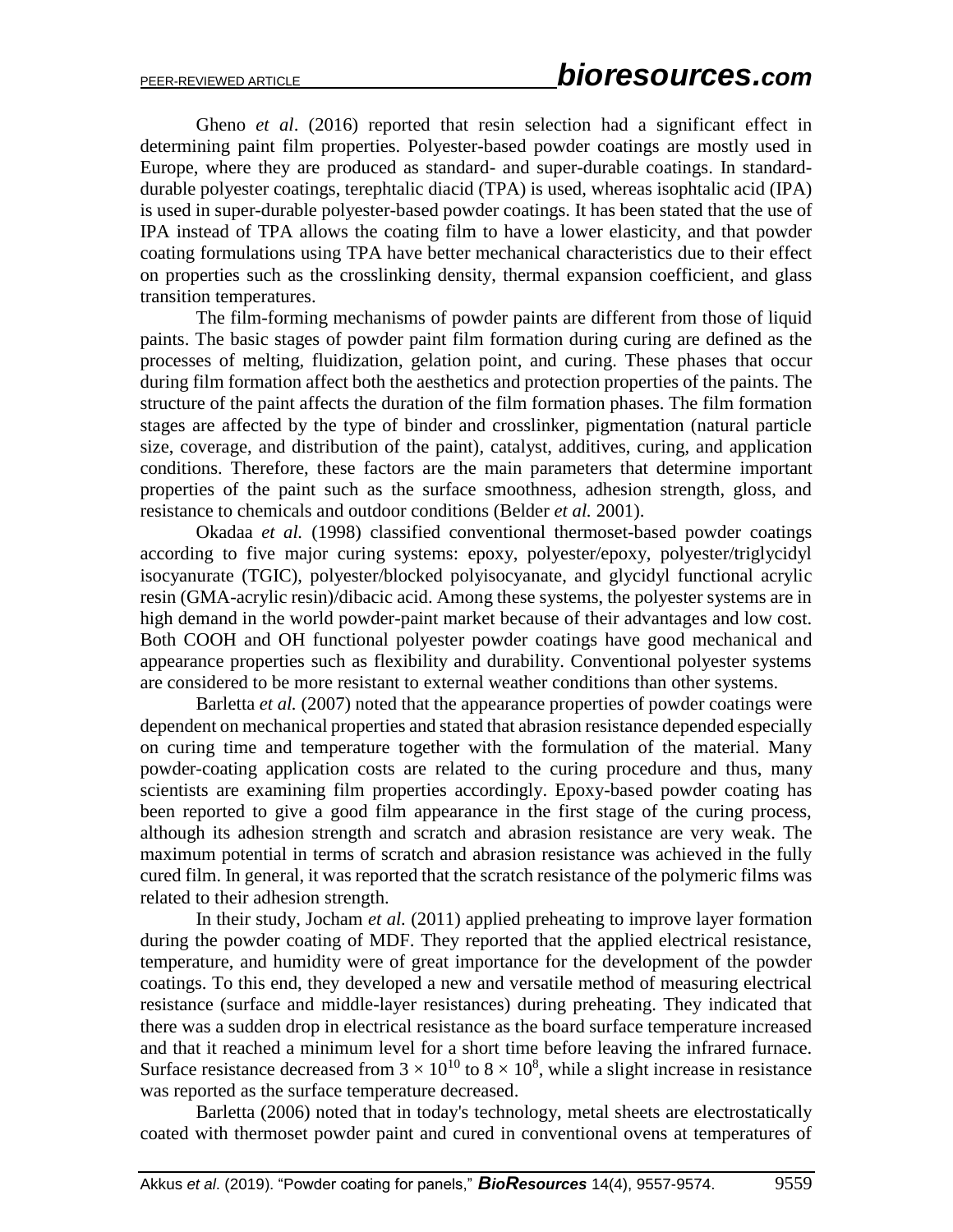Gheno *et al*. (2016) reported that resin selection had a significant effect in determining paint film properties. Polyester-based powder coatings are mostly used in Europe, where they are produced as standard- and super-durable coatings. In standard-durable polyester coatings, terephtalic diacid (TPA) is used, whereas isophtalic acid (IPA) is used in super-durable polyester-based powder coatings. It has been stated that the use of IPA instead of TPA allows the coating film to have a lower elasticity, and that powder coating formulations using TPA have better mechanical characteristics due to their effect on properties such as the crosslinking density, thermal expansion coefficient, and glass transition temperatures.

The film-forming mechanisms of powder paints are different from those of liquid paints. The basic stages of powder paint film formation during curing are defined as the processes of melting, fluidization, gelation point, and curing. These phases that occur during film formation affect both the aesthetics and protection properties of the paints. The structure of the paint affects the duration of the film formation phases. The film formation stages are affected by the type of binder and crosslinker, pigmentation (natural particle size, coverage, and distribution of the paint), catalyst, additives, curing, and application conditions. Therefore, these factors are the main parameters that determine important properties of the paint such as the surface smoothness, adhesion strength, gloss, and resistance to chemicals and outdoor conditions (Belder *et al.* 2001).

Okadaa *et al.* (1998) classified conventional thermoset-based powder coatings according to five major curing systems: epoxy, polyester/epoxy, polyester/triglycidyl isocyanurate (TGIC), polyester/blocked polyisocyanate, and glycidyl functional acrylic resin (GMA-acrylic resin)/dibacic acid. Among these systems, the polyester systems are in high demand in the world powder-paint market because of their advantages and low cost. Both COOH and OH functional polyester powder coatings have good mechanical and appearance properties such as flexibility and durability. Conventional polyester systems are considered to be more resistant to external weather conditions than other systems.

Barletta *et al.* (2007) noted that the appearance properties of powder coatings were dependent on mechanical properties and stated that abrasion resistance depended especially on curing time and temperature together with the formulation of the material. Many powder-coating application costs are related to the curing procedure and thus, many scientists are examining film properties accordingly. Epoxy-based powder coating has been reported to give a good film appearance in the first stage of the curing process, although its adhesion strength and scratch and abrasion resistance are very weak. The maximum potential in terms of scratch and abrasion resistance was achieved in the fully cured film. In general, it was reported that the scratch resistance of the polymeric films was related to their adhesion strength.

In their study, Jocham *et al.* (2011) applied preheating to improve layer formation during the powder coating of MDF. They reported that the applied electrical resistance, temperature, and humidity were of great importance for the development of the powder coatings. To this end, they developed a new and versatile method of measuring electrical resistance (surface and middle-layer resistances) during preheating. They indicated that there was a sudden drop in electrical resistance as the board surface temperature increased and that it reached a minimum level for a short time before leaving the infrared furnace. Surface resistance decreased from $3 \times 10^{10}$ to $8 \times 10^{8}$, while a slight increase in resistance was reported as the surface temperature decreased.

Barletta (2006) noted that in today's technology, metal sheets are electrostatically coated with thermoset powder paint and cured in conventional ovens at temperatures of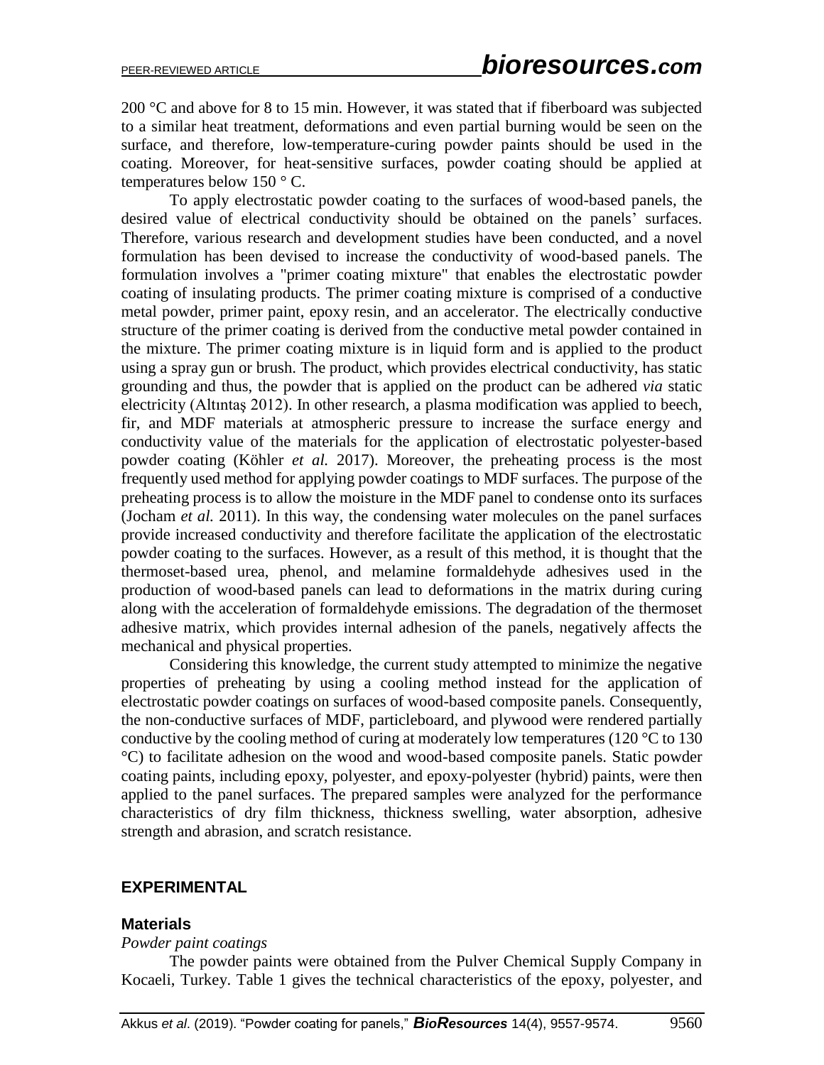200 °C and above for 8 to 15 min. However, it was stated that if fiberboard was subjected to a similar heat treatment, deformations and even partial burning would be seen on the surface, and therefore, low-temperature-curing powder paints should be used in the coating. Moreover, for heat-sensitive surfaces, powder coating should be applied at temperatures below 150 ° C.

To apply electrostatic powder coating to the surfaces of wood-based panels, the desired value of electrical conductivity should be obtained on the panels' surfaces. Therefore, various research and development studies have been conducted, and a novel formulation has been devised to increase the conductivity of wood-based panels. The formulation involves a "primer coating mixture" that enables the electrostatic powder coating of insulating products. The primer coating mixture is comprised of a conductive metal powder, primer paint, epoxy resin, and an accelerator. The electrically conductive structure of the primer coating is derived from the conductive metal powder contained in the mixture. The primer coating mixture is in liquid form and is applied to the product using a spray gun or brush. The product, which provides electrical conductivity, has static grounding and thus, the powder that is applied on the product can be adhered *via* static electricity (Altıntaş 2012). In other research, a plasma modification was applied to beech, fir, and MDF materials at atmospheric pressure to increase the surface energy and conductivity value of the materials for the application of electrostatic polyester-based powder coating (Köhler *et al.* 2017). Moreover, the preheating process is the most frequently used method for applying powder coatings to MDF surfaces. The purpose of the preheating process is to allow the moisture in the MDF panel to condense onto its surfaces (Jocham *et al.* 2011). In this way, the condensing water molecules on the panel surfaces provide increased conductivity and therefore facilitate the application of the electrostatic powder coating to the surfaces. However, as a result of this method, it is thought that the thermoset-based urea, phenol, and melamine formaldehyde adhesives used in the production of wood-based panels can lead to deformations in the matrix during curing along with the acceleration of formaldehyde emissions. The degradation of the thermoset adhesive matrix, which provides internal adhesion of the panels, negatively affects the mechanical and physical properties.

Considering this knowledge, the current study attempted to minimize the negative properties of preheating by using a cooling method instead for the application of electrostatic powder coatings on surfaces of wood-based composite panels. Consequently, the non-conductive surfaces of MDF, particleboard, and plywood were rendered partially conductive by the cooling method of curing at moderately low temperatures (120 °C to 130 °C) to facilitate adhesion on the wood and wood-based composite panels. Static powder coating paints, including epoxy, polyester, and epoxy-polyester (hybrid) paints, were then applied to the panel surfaces. The prepared samples were analyzed for the performance characteristics of dry film thickness, thickness swelling, water absorption, adhesive strength and abrasion, and scratch resistance.

## EXPERIMENTAL

### Materials

*Powder paint coatings*

The powder paints were obtained from the Pulver Chemical Supply Company in Kocaeli, Turkey. Table 1 gives the technical characteristics of the epoxy, polyester, and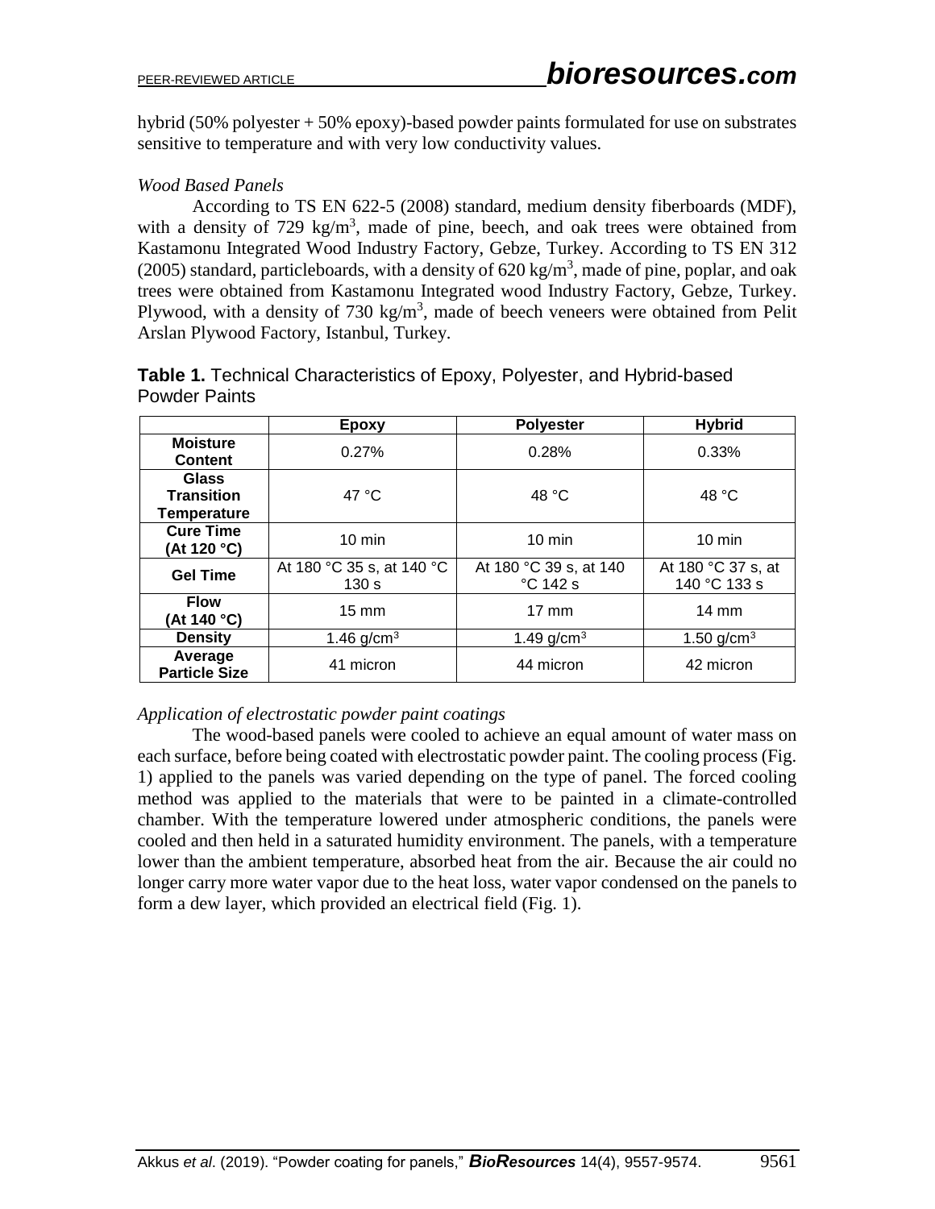hybrid (50% polyester + 50% epoxy)-based powder paints formulated for use on substrates sensitive to temperature and with very low conductivity values.

### *Wood Based Panels*

According to TS EN 622-5 (2008) standard, medium density fiberboards (MDF), with a density of 729 kg/m$^3$, made of pine, beech, and oak trees were obtained from Kastamonu Integrated Wood Industry Factory, Gebze, Turkey. According to TS EN 312 (2005) standard, particleboards, with a density of 620 kg/m$^3$, made of pine, poplar, and oak trees were obtained from Kastamonu Integrated wood Industry Factory, Gebze, Turkey. Plywood, with a density of 730 kg/m$^3$, made of beech veneers were obtained from Pelit Arslan Plywood Factory, Istanbul, Turkey.

**Table 1.** Technical Characteristics of Epoxy, Polyester, and Hybrid-based Powder Paints

| | Epoxy | Polyester | Hybrid |
|---|---|---|---|
| **Moisture Content** | 0.27% | 0.28% | 0.33% |
| **Glass Transition Temperature** | 47 °C | 48 °C | 48 °C |
| **Cure Time (At 120 °C)** | 10 min | 10 min | 10 min |
| **Gel Time** | At 180 °C 35 s, at 140 °C 130 s | At 180 °C 39 s, at 140 °C 142 s | At 180 °C 37 s, at 140 °C 133 s |
| **Flow (At 140 °C)** | 15 mm | 17 mm | 14 mm |
| **Density** | 1.46 g/cm$^3$ | 1.49 g/cm$^3$ | 1.50 g/cm$^3$ |
| **Average Particle Size** | 41 micron | 44 micron | 42 micron |

### *Application of electrostatic powder paint coatings*

The wood-based panels were cooled to achieve an equal amount of water mass on each surface, before being coated with electrostatic powder paint. The cooling process (Fig. 1) applied to the panels was varied depending on the type of panel. The forced cooling method was applied to the materials that were to be painted in a climate-controlled chamber. With the temperature lowered under atmospheric conditions, the panels were cooled and then held in a saturated humidity environment. The panels, with a temperature lower than the ambient temperature, absorbed heat from the air. Because the air could no longer carry more water vapor due to the heat loss, water vapor condensed on the panels to form a dew layer, which provided an electrical field (Fig. 1).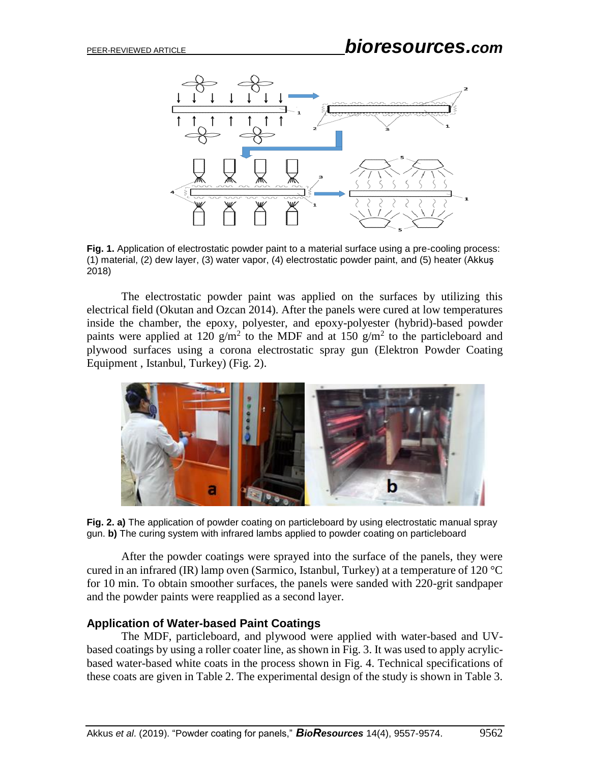**Fig. 1.** Application of electrostatic powder paint to a material surface using a pre-cooling process: (1) material, (2) dew layer, (3) water vapor, (4) electrostatic powder paint, and (5) heater (Akkuş 2018)

The electrostatic powder paint was applied on the surfaces by utilizing this electrical field (Okutan and Ozcan 2014). After the panels were cured at low temperatures inside the chamber, the epoxy, polyester, and epoxy-polyester (hybrid)-based powder paints were applied at 120 g/m$^2$ to the MDF and at 150 g/m$^2$ to the particleboard and plywood surfaces using a corona electrostatic spray gun (Elektron Powder Coating Equipment , Istanbul, Turkey) (Fig. 2).

**Fig. 2. a)** The application of powder coating on particleboard by using electrostatic manual spray gun. **b)** The curing system with infrared lambs applied to powder coating on particleboard

After the powder coatings were sprayed into the surface of the panels, they were cured in an infrared (IR) lamp oven (Sarmico, Istanbul, Turkey) at a temperature of 120 °C for 10 min. To obtain smoother surfaces, the panels were sanded with 220-grit sandpaper and the powder paints were reapplied as a second layer.

### Application of Water-based Paint Coatings

The MDF, particleboard, and plywood were applied with water-based and UV-based coatings by using a roller coater line, as shown in Fig. 3. It was used to apply acrylic-based water-based white coats in the process shown in Fig. 4. Technical specifications of these coats are given in Table 2. The experimental design of the study is shown in Table 3.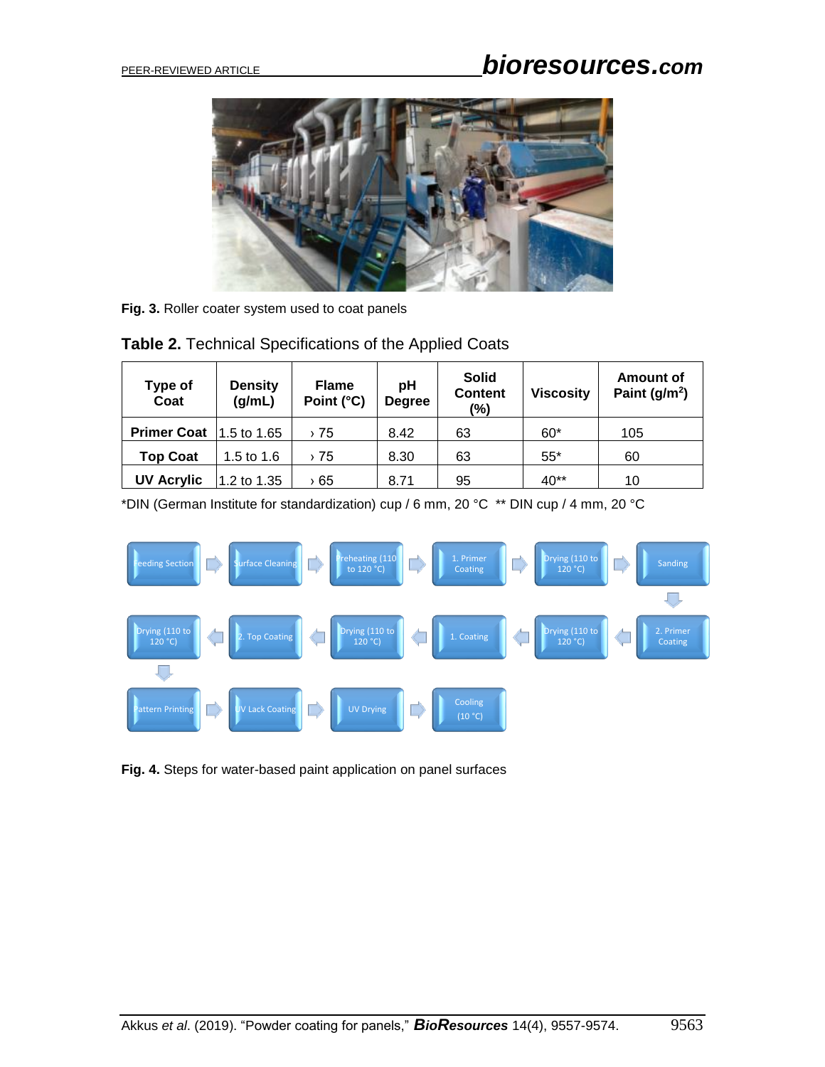Fig. 3. Roller coater system used to coat panels

**Table 2.** Technical Specifications of the Applied Coats

| Type of Coat | Density (g/mL) | Flame Point (°C) | pH Degree | Solid Content (%) | Viscosity | Amount of Paint (g/m²) |
|---|---|---|---|---|---|---|
| **Primer Coat** | 1.5 to 1.65 | › 75 | 8.42 | 63 | 60* | 105 |
| **Top Coat** | 1.5 to 1.6 | › 75 | 8.30 | 63 | 55* | 60 |
| **UV Acrylic** | 1.2 to 1.35 | › 65 | 8.71 | 95 | 40** | 10 |

*DIN (German Institute for standardization) cup / 6 mm, 20 °C ** DIN cup / 4 mm, 20 °C

Feeding Section → Surface Cleaning → Preheating (110 to 120 °C) → 1. Primer Coating → Drying (110 to 120 °C) → Sanding → 2. Primer Coating → Drying (110 to 120 °C) → 1. Coating → Drying (110 to 120 °C) → 2. Top Coating → Drying (110 to 120 °C) → Pattern Printing → UV Lack Coating → UV Drying → Cooling (10 °C)

**Fig. 4.** Steps for water-based paint application on panel surfaces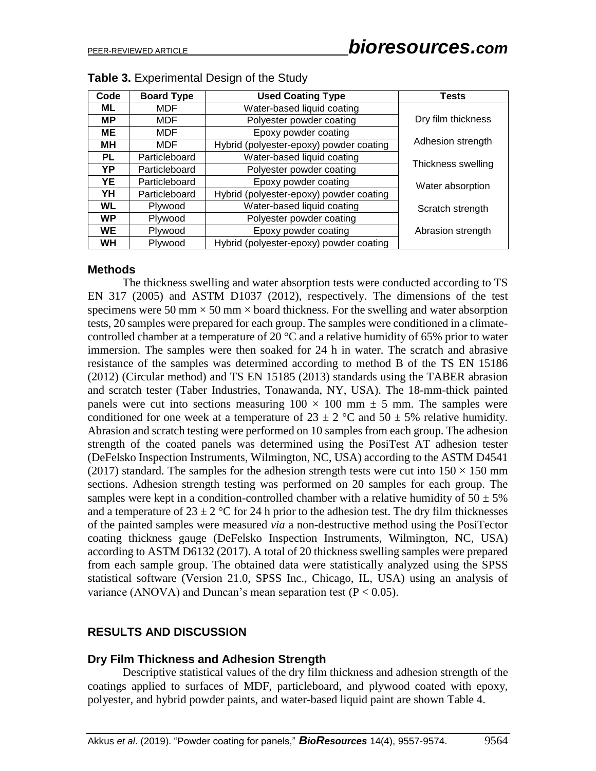**Table 3.** Experimental Design of the Study

| Code | Board Type | Used Coating Type | Tests |
|---|---|---|---|
| **ML** | MDF | Water-based liquid coating | Dry film thickness<br>Adhesion strength<br>Thickness swelling<br>Water absorption<br>Scratch strength<br>Abrasion strength |
| **MP** | MDF | Polyester powder coating | |
| **ME** | MDF | Epoxy powder coating | |
| **MH** | MDF | Hybrid (polyester-epoxy) powder coating | |
| **PL** | Particleboard | Water-based liquid coating | |
| **YP** | Particleboard | Polyester powder coating | |
| **YE** | Particleboard | Epoxy powder coating | |
| **YH** | Particleboard | Hybrid (polyester-epoxy) powder coating | |
| **WL** | Plywood | Water-based liquid coating | |
| **WP** | Plywood | Polyester powder coating | |
| **WE** | Plywood | Epoxy powder coating | |
| **WH** | Plywood | Hybrid (polyester-epoxy) powder coating | |

### Methods

The thickness swelling and water absorption tests were conducted according to TS EN 317 (2005) and ASTM D1037 (2012), respectively. The dimensions of the test specimens were 50 mm × 50 mm × board thickness. For the swelling and water absorption tests, 20 samples were prepared for each group. The samples were conditioned in a climate-controlled chamber at a temperature of 20 °C and a relative humidity of 65% prior to water immersion. The samples were then soaked for 24 h in water. The scratch and abrasive resistance of the samples was determined according to method B of the TS EN 15186 (2012) (Circular method) and TS EN 15185 (2013) standards using the TABER abrasion and scratch tester (Taber Industries, Tonawanda, NY, USA). The 18-mm-thick painted panels were cut into sections measuring 100 × 100 mm ± 5 mm. The samples were conditioned for one week at a temperature of 23 ± 2 °C and 50 ± 5% relative humidity. Abrasion and scratch testing were performed on 10 samples from each group. The adhesion strength of the coated panels was determined using the PosiTest AT adhesion tester (DeFelsko Inspection Instruments, Wilmington, NC, USA) according to the ASTM D4541 (2017) standard. The samples for the adhesion strength tests were cut into 150 × 150 mm sections. Adhesion strength testing was performed on 20 samples for each group. The samples were kept in a condition-controlled chamber with a relative humidity of 50 ± 5% and a temperature of 23 ± 2 °C for 24 h prior to the adhesion test. The dry film thicknesses of the painted samples were measured *via* a non-destructive method using the PosiTector coating thickness gauge (DeFelsko Inspection Instruments, Wilmington, NC, USA) according to ASTM D6132 (2017). A total of 20 thickness swelling samples were prepared from each sample group. The obtained data were statistically analyzed using the SPSS statistical software (Version 21.0, SPSS Inc., Chicago, IL, USA) using an analysis of variance (ANOVA) and Duncan's mean separation test ($P < 0.05$).

## RESULTS AND DISCUSSION

### Dry Film Thickness and Adhesion Strength

Descriptive statistical values of the dry film thickness and adhesion strength of the coatings applied to surfaces of MDF, particleboard, and plywood coated with epoxy, polyester, and hybrid powder paints, and water-based liquid paint are shown Table 4.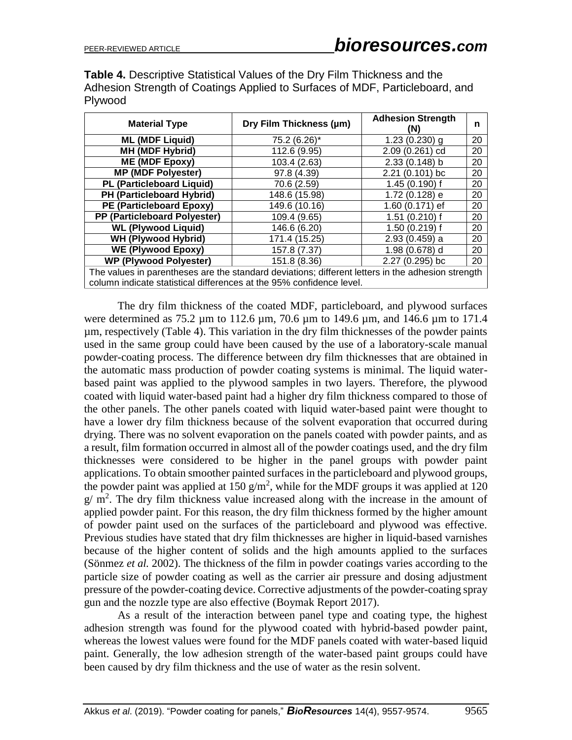**Table 4.** Descriptive Statistical Values of the Dry Film Thickness and the Adhesion Strength of Coatings Applied to Surfaces of MDF, Particleboard, and Plywood

| Material Type | Dry Film Thickness (µm) | Adhesion Strength (N) | n |
|---|---|---|---|
| **ML (MDF Liquid)** | 75.2 (6.26)* | 1.23 (0.230) g | 20 |
| **MH (MDF Hybrid)** | 112.6 (9.95) | 2.09 (0.261) cd | 20 |
| **ME (MDF Epoxy)** | 103.4 (2.63) | 2.33 (0.148) b | 20 |
| **MP (MDF Polyester)** | 97.8 (4.39) | 2.21 (0.101) bc | 20 |
| **PL (Particleboard Liquid)** | 70.6 (2.59) | 1.45 (0.190) f | 20 |
| **PH (Particleboard Hybrid)** | 148.6 (15.98) | 1.72 (0.128) e | 20 |
| **PE (Particleboard Epoxy)** | 149.6 (10.16) | 1.60 (0.171) ef | 20 |
| **PP (Particleboard Polyester)** | 109.4 (9.65) | 1.51 (0.210) f | 20 |
| **WL (Plywood Liquid)** | 146.6 (6.20) | 1.50 (0.219) f | 20 |
| **WH (Plywood Hybrid)** | 171.4 (15.25) | 2.93 (0.459) a | 20 |
| **WE (Plywood Epoxy)** | 157.8 (7.37) | 1.98 (0.678) d | 20 |
| **WP (Plywood Polyester)** | 151.8 (8.36) | 2.27 (0.295) bc | 20 |

The values in parentheses are the standard deviations; different letters in the adhesion strength column indicate statistical differences at the 95% confidence level.

The dry film thickness of the coated MDF, particleboard, and plywood surfaces were determined as 75.2 µm to 112.6 µm, 70.6 µm to 149.6 µm, and 146.6 µm to 171.4 µm, respectively (Table 4). This variation in the dry film thicknesses of the powder paints used in the same group could have been caused by the use of a laboratory-scale manual powder-coating process. The difference between dry film thicknesses that are obtained in the automatic mass production of powder coating systems is minimal. The liquid water-based paint was applied to the plywood samples in two layers. Therefore, the plywood coated with liquid water-based paint had a higher dry film thickness compared to those of the other panels. The other panels coated with liquid water-based paint were thought to have a lower dry film thickness because of the solvent evaporation that occurred during drying. There was no solvent evaporation on the panels coated with powder paints, and as a result, film formation occurred in almost all of the powder coatings used, and the dry film thicknesses were considered to be higher in the panel groups with powder paint applications. To obtain smoother painted surfaces in the particleboard and plywood groups, the powder paint was applied at 150 $g/m^2$, while for the MDF groups it was applied at 120 $g/m^2$. The dry film thickness value increased along with the increase in the amount of applied powder paint. For this reason, the dry film thickness formed by the higher amount of powder paint used on the surfaces of the particleboard and plywood was effective. Previous studies have stated that dry film thicknesses are higher in liquid-based varnishes because of the higher content of solids and the high amounts applied to the surfaces (Sönmez *et al.* 2002). The thickness of the film in powder coatings varies according to the particle size of powder coating as well as the carrier air pressure and dosing adjustment pressure of the powder-coating device. Corrective adjustments of the powder-coating spray gun and the nozzle type are also effective (Boymak Report 2017).

As a result of the interaction between panel type and coating type, the highest adhesion strength was found for the plywood coated with hybrid-based powder paint, whereas the lowest values were found for the MDF panels coated with water-based liquid paint. Generally, the low adhesion strength of the water-based paint groups could have been caused by dry film thickness and the use of water as the resin solvent.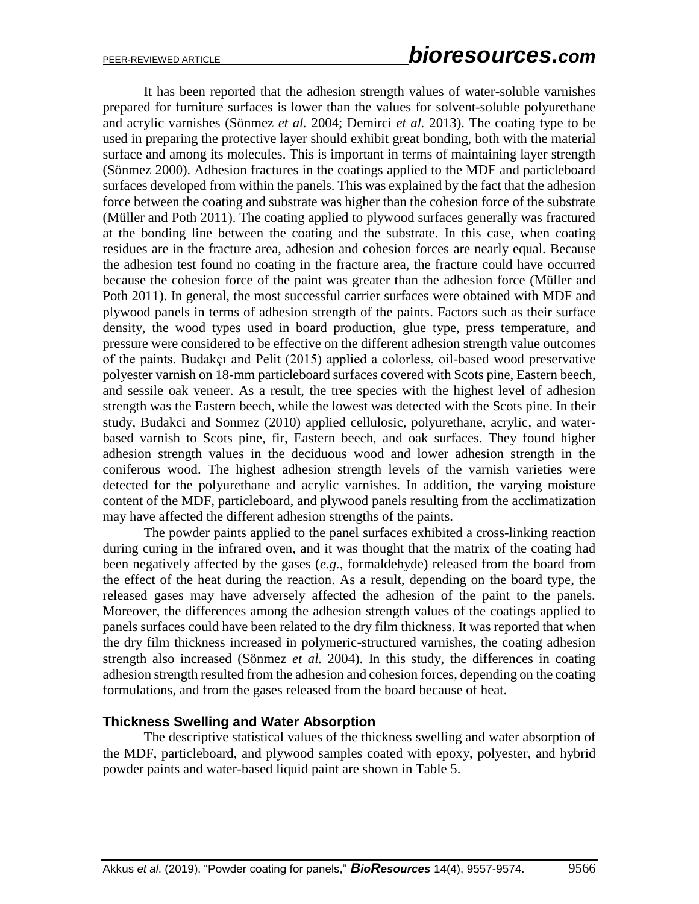It has been reported that the adhesion strength values of water-soluble varnishes prepared for furniture surfaces is lower than the values for solvent-soluble polyurethane and acrylic varnishes (Sönmez *et al.* 2004; Demirci *et al.* 2013). The coating type to be used in preparing the protective layer should exhibit great bonding, both with the material surface and among its molecules. This is important in terms of maintaining layer strength (Sönmez 2000). Adhesion fractures in the coatings applied to the MDF and particleboard surfaces developed from within the panels. This was explained by the fact that the adhesion force between the coating and substrate was higher than the cohesion force of the substrate (Müller and Poth 2011). The coating applied to plywood surfaces generally was fractured at the bonding line between the coating and the substrate. In this case, when coating residues are in the fracture area, adhesion and cohesion forces are nearly equal. Because the adhesion test found no coating in the fracture area, the fracture could have occurred because the cohesion force of the paint was greater than the adhesion force (Müller and Poth 2011). In general, the most successful carrier surfaces were obtained with MDF and plywood panels in terms of adhesion strength of the paints. Factors such as their surface density, the wood types used in board production, glue type, press temperature, and pressure were considered to be effective on the different adhesion strength value outcomes of the paints. Budakçı and Pelit (2015) applied a colorless, oil-based wood preservative polyester varnish on 18-mm particleboard surfaces covered with Scots pine, Eastern beech, and sessile oak veneer. As a result, the tree species with the highest level of adhesion strength was the Eastern beech, while the lowest was detected with the Scots pine. In their study, Budakci and Sonmez (2010) applied cellulosic, polyurethane, acrylic, and water-based varnish to Scots pine, fir, Eastern beech, and oak surfaces. They found higher adhesion strength values in the deciduous wood and lower adhesion strength in the coniferous wood. The highest adhesion strength levels of the varnish varieties were detected for the polyurethane and acrylic varnishes. In addition, the varying moisture content of the MDF, particleboard, and plywood panels resulting from the acclimatization may have affected the different adhesion strengths of the paints.

The powder paints applied to the panel surfaces exhibited a cross-linking reaction during curing in the infrared oven, and it was thought that the matrix of the coating had been negatively affected by the gases (*e.g.*, formaldehyde) released from the board from the effect of the heat during the reaction. As a result, depending on the board type, the released gases may have adversely affected the adhesion of the paint to the panels. Moreover, the differences among the adhesion strength values of the coatings applied to panels surfaces could have been related to the dry film thickness. It was reported that when the dry film thickness increased in polymeric-structured varnishes, the coating adhesion strength also increased (Sönmez *et al.* 2004). In this study, the differences in coating adhesion strength resulted from the adhesion and cohesion forces, depending on the coating formulations, and from the gases released from the board because of heat.

### Thickness Swelling and Water Absorption

The descriptive statistical values of the thickness swelling and water absorption of the MDF, particleboard, and plywood samples coated with epoxy, polyester, and hybrid powder paints and water-based liquid paint are shown in Table 5.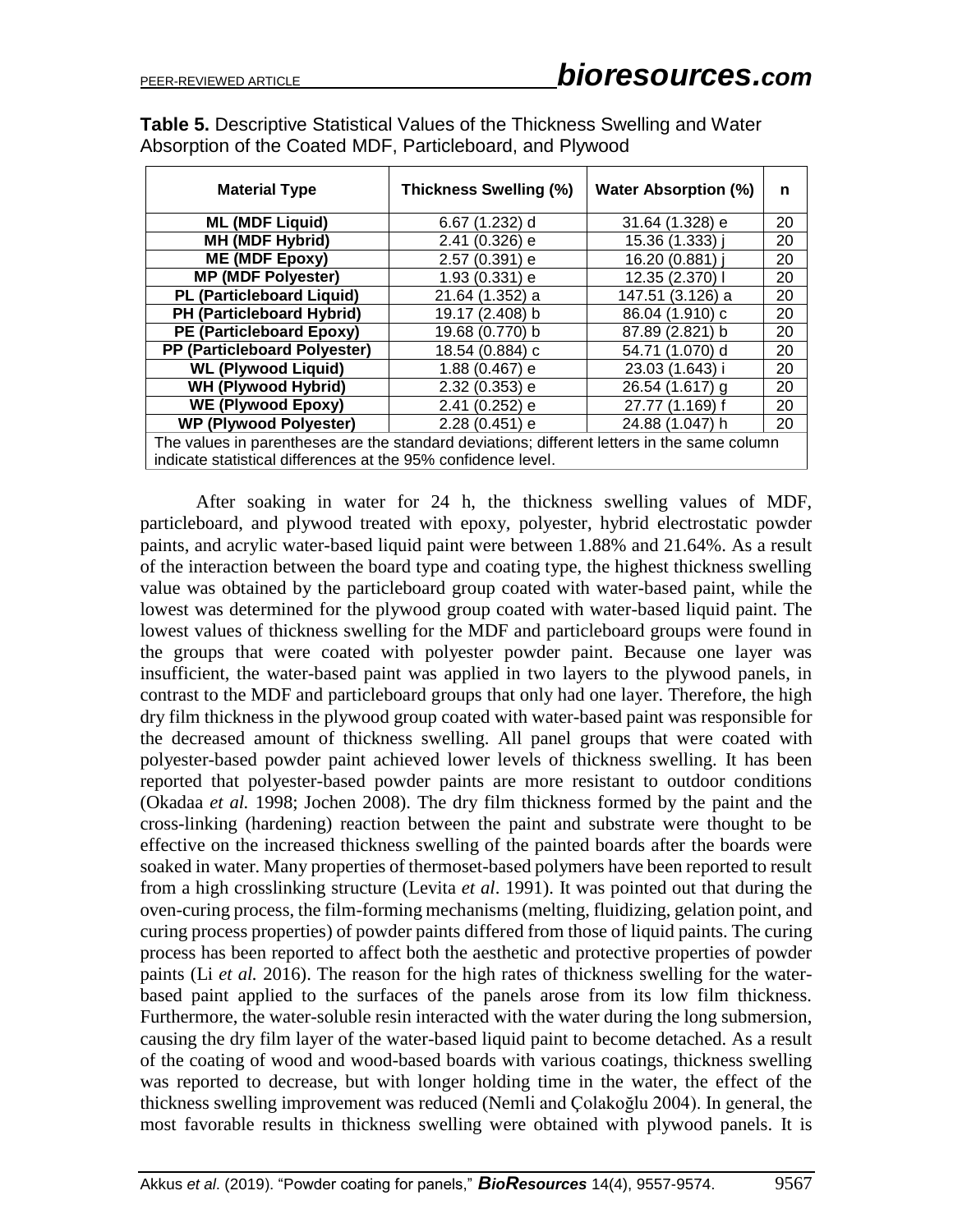**Table 5.** Descriptive Statistical Values of the Thickness Swelling and Water Absorption of the Coated MDF, Particleboard, and Plywood

| Material Type | Thickness Swelling (%) | Water Absorption (%) | n |
|---|---|---|---|
| **ML (MDF Liquid)** | 6.67 (1.232) d | 31.64 (1.328) e | 20 |
| **MH (MDF Hybrid)** | 2.41 (0.326) e | 15.36 (1.333) j | 20 |
| **ME (MDF Epoxy)** | 2.57 (0.391) e | 16.20 (0.881) j | 20 |
| **MP (MDF Polyester)** | 1.93 (0.331) e | 12.35 (2.370) l | 20 |
| **PL (Particleboard Liquid)** | 21.64 (1.352) a | 147.51 (3.126) a | 20 |
| **PH (Particleboard Hybrid)** | 19.17 (2.408) b | 86.04 (1.910) c | 20 |
| **PE (Particleboard Epoxy)** | 19.68 (0.770) b | 87.89 (2.821) b | 20 |
| **PP (Particleboard Polyester)** | 18.54 (0.884) c | 54.71 (1.070) d | 20 |
| **WL (Plywood Liquid)** | 1.88 (0.467) e | 23.03 (1.643) i | 20 |
| **WH (Plywood Hybrid)** | 2.32 (0.353) e | 26.54 (1.617) g | 20 |
| **WE (Plywood Epoxy)** | 2.41 (0.252) e | 27.77 (1.169) f | 20 |
| **WP (Plywood Polyester)** | 2.28 (0.451) e | 24.88 (1.047) h | 20 |

The values in parentheses are the standard deviations; different letters in the same column indicate statistical differences at the 95% confidence level.

After soaking in water for 24 h, the thickness swelling values of MDF, particleboard, and plywood treated with epoxy, polyester, hybrid electrostatic powder paints, and acrylic water-based liquid paint were between 1.88% and 21.64%. As a result of the interaction between the board type and coating type, the highest thickness swelling value was obtained by the particleboard group coated with water-based paint, while the lowest was determined for the plywood group coated with water-based liquid paint. The lowest values of thickness swelling for the MDF and particleboard groups were found in the groups that were coated with polyester powder paint. Because one layer was insufficient, the water-based paint was applied in two layers to the plywood panels, in contrast to the MDF and particleboard groups that only had one layer. Therefore, the high dry film thickness in the plywood group coated with water-based paint was responsible for the decreased amount of thickness swelling. All panel groups that were coated with polyester-based powder paint achieved lower levels of thickness swelling. It has been reported that polyester-based powder paints are more resistant to outdoor conditions (Okadaa *et al.* 1998; Jochen 2008). The dry film thickness formed by the paint and the cross-linking (hardening) reaction between the paint and substrate were thought to be effective on the increased thickness swelling of the painted boards after the boards were soaked in water. Many properties of thermoset-based polymers have been reported to result from a high crosslinking structure (Levita *et al*. 1991). It was pointed out that during the oven-curing process, the film-forming mechanisms (melting, fluidizing, gelation point, and curing process properties) of powder paints differed from those of liquid paints. The curing process has been reported to affect both the aesthetic and protective properties of powder paints (Li *et al.* 2016). The reason for the high rates of thickness swelling for the water-based paint applied to the surfaces of the panels arose from its low film thickness. Furthermore, the water-soluble resin interacted with the water during the long submersion, causing the dry film layer of the water-based liquid paint to become detached. As a result of the coating of wood and wood-based boards with various coatings, thickness swelling was reported to decrease, but with longer holding time in the water, the effect of the thickness swelling improvement was reduced (Nemli and Çolakoğlu 2004). In general, the most favorable results in thickness swelling were obtained with plywood panels. It is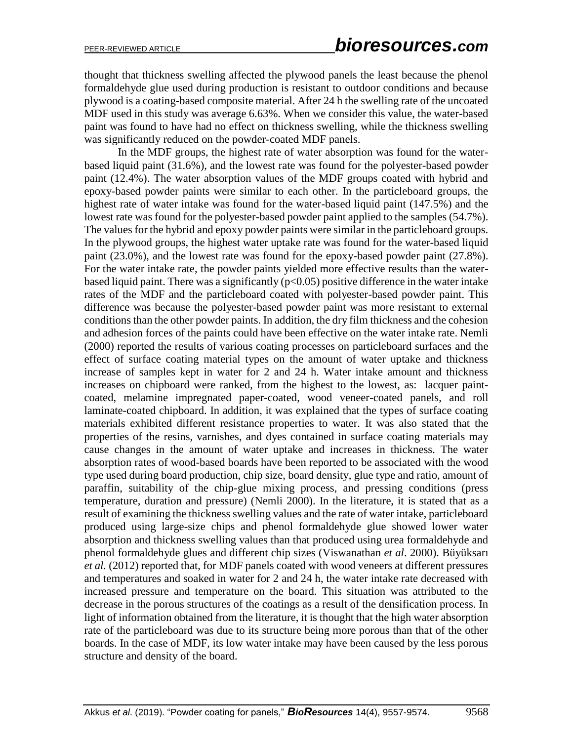thought that thickness swelling affected the plywood panels the least because the phenol formaldehyde glue used during production is resistant to outdoor conditions and because plywood is a coating-based composite material. After 24 h the swelling rate of the uncoated MDF used in this study was average 6.63%. When we consider this value, the water-based paint was found to have had no effect on thickness swelling, while the thickness swelling was significantly reduced on the powder-coated MDF panels.

In the MDF groups, the highest rate of water absorption was found for the water-based liquid paint (31.6%), and the lowest rate was found for the polyester-based powder paint (12.4%). The water absorption values of the MDF groups coated with hybrid and epoxy-based powder paints were similar to each other. In the particleboard groups, the highest rate of water intake was found for the water-based liquid paint (147.5%) and the lowest rate was found for the polyester-based powder paint applied to the samples (54.7%). The values for the hybrid and epoxy powder paints were similar in the particleboard groups. In the plywood groups, the highest water uptake rate was found for the water-based liquid paint (23.0%), and the lowest rate was found for the epoxy-based powder paint (27.8%). For the water intake rate, the powder paints yielded more effective results than the water-based liquid paint. There was a significantly ($p<0.05$) positive difference in the water intake rates of the MDF and the particleboard coated with polyester-based powder paint. This difference was because the polyester-based powder paint was more resistant to external conditions than the other powder paints. In addition, the dry film thickness and the cohesion and adhesion forces of the paints could have been effective on the water intake rate. Nemli (2000) reported the results of various coating processes on particleboard surfaces and the effect of surface coating material types on the amount of water uptake and thickness increase of samples kept in water for 2 and 24 h. Water intake amount and thickness increases on chipboard were ranked, from the highest to the lowest, as: lacquer paint-coated, melamine impregnated paper-coated, wood veneer-coated panels, and roll laminate-coated chipboard. In addition, it was explained that the types of surface coating materials exhibited different resistance properties to water. It was also stated that the properties of the resins, varnishes, and dyes contained in surface coating materials may cause changes in the amount of water uptake and increases in thickness. The water absorption rates of wood-based boards have been reported to be associated with the wood type used during board production, chip size, board density, glue type and ratio, amount of paraffin, suitability of the chip-glue mixing process, and pressing conditions (press temperature, duration and pressure) (Nemli 2000). In the literature, it is stated that as a result of examining the thickness swelling values and the rate of water intake, particleboard produced using large-size chips and phenol formaldehyde glue showed lower water absorption and thickness swelling values than that produced using urea formaldehyde and phenol formaldehyde glues and different chip sizes (Viswanathan *et al*. 2000). Büyüksarı *et al.* (2012) reported that, for MDF panels coated with wood veneers at different pressures and temperatures and soaked in water for 2 and 24 h, the water intake rate decreased with increased pressure and temperature on the board. This situation was attributed to the decrease in the porous structures of the coatings as a result of the densification process. In light of information obtained from the literature, it is thought that the high water absorption rate of the particleboard was due to its structure being more porous than that of the other boards. In the case of MDF, its low water intake may have been caused by the less porous structure and density of the board.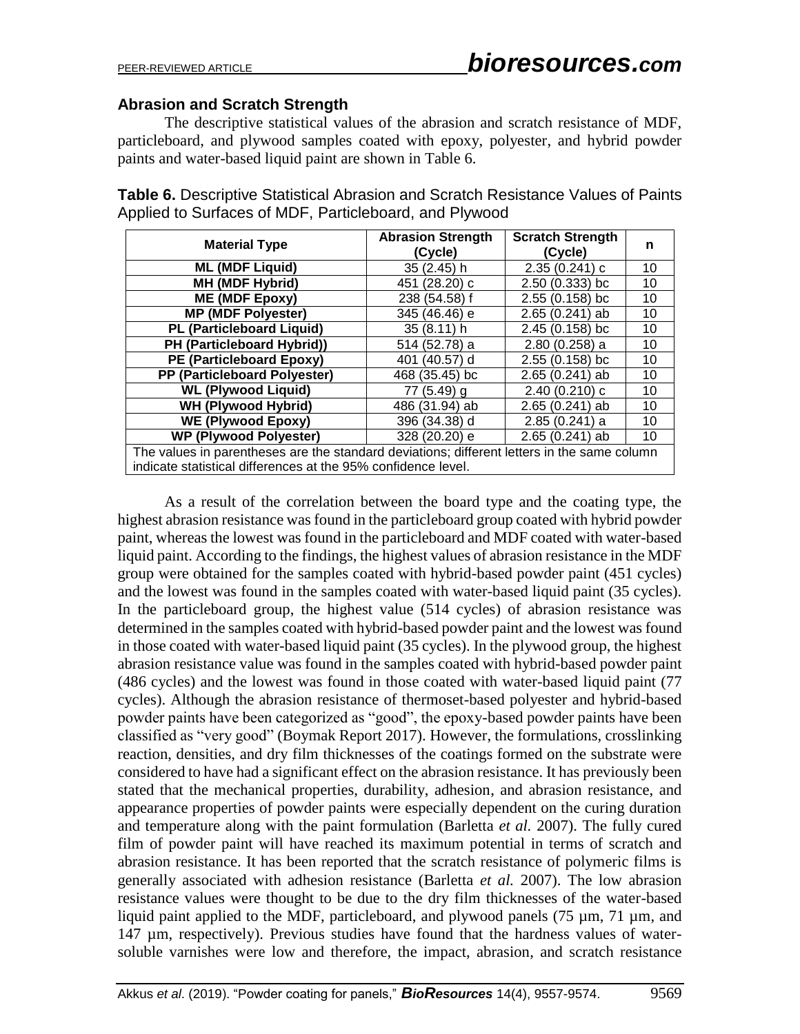### Abrasion and Scratch Strength

The descriptive statistical values of the abrasion and scratch resistance of MDF, particleboard, and plywood samples coated with epoxy, polyester, and hybrid powder paints and water-based liquid paint are shown in Table 6.

**Table 6.** Descriptive Statistical Abrasion and Scratch Resistance Values of Paints Applied to Surfaces of MDF, Particleboard, and Plywood

| Material Type | Abrasion Strength (Cycle) | Scratch Strength (Cycle) | n |
|---|---|---|---|
| **ML (MDF Liquid)** | 35 (2.45) h | 2.35 (0.241) c | 10 |
| **MH (MDF Hybrid)** | 451 (28.20) c | 2.50 (0.333) bc | 10 |
| **ME (MDF Epoxy)** | 238 (54.58) f | 2.55 (0.158) bc | 10 |
| **MP (MDF Polyester)** | 345 (46.46) e | 2.65 (0.241) ab | 10 |
| **PL (Particleboard Liquid)** | 35 (8.11) h | 2.45 (0.158) bc | 10 |
| **PH (Particleboard Hybrid))** | 514 (52.78) a | 2.80 (0.258) a | 10 |
| **PE (Particleboard Epoxy)** | 401 (40.57) d | 2.55 (0.158) bc | 10 |
| **PP (Particleboard Polyester)** | 468 (35.45) bc | 2.65 (0.241) ab | 10 |
| **WL (Plywood Liquid)** | 77 (5.49) g | 2.40 (0.210) c | 10 |
| **WH (Plywood Hybrid)** | 486 (31.94) ab | 2.65 (0.241) ab | 10 |
| **WE (Plywood Epoxy)** | 396 (34.38) d | 2.85 (0.241) a | 10 |
| **WP (Plywood Polyester)** | 328 (20.20) e | 2.65 (0.241) ab | 10 |

The values in parentheses are the standard deviations; different letters in the same column indicate statistical differences at the 95% confidence level.

As a result of the correlation between the board type and the coating type, the highest abrasion resistance was found in the particleboard group coated with hybrid powder paint, whereas the lowest was found in the particleboard and MDF coated with water-based liquid paint. According to the findings, the highest values of abrasion resistance in the MDF group were obtained for the samples coated with hybrid-based powder paint (451 cycles) and the lowest was found in the samples coated with water-based liquid paint (35 cycles). In the particleboard group, the highest value (514 cycles) of abrasion resistance was determined in the samples coated with hybrid-based powder paint and the lowest was found in those coated with water-based liquid paint (35 cycles). In the plywood group, the highest abrasion resistance value was found in the samples coated with hybrid-based powder paint (486 cycles) and the lowest was found in those coated with water-based liquid paint (77 cycles). Although the abrasion resistance of thermoset-based polyester and hybrid-based powder paints have been categorized as "good", the epoxy-based powder paints have been classified as "very good" (Boymak Report 2017). However, the formulations, crosslinking reaction, densities, and dry film thicknesses of the coatings formed on the substrate were considered to have had a significant effect on the abrasion resistance. It has previously been stated that the mechanical properties, durability, adhesion, and abrasion resistance, and appearance properties of powder paints were especially dependent on the curing duration and temperature along with the paint formulation (Barletta *et al.* 2007). The fully cured film of powder paint will have reached its maximum potential in terms of scratch and abrasion resistance. It has been reported that the scratch resistance of polymeric films is generally associated with adhesion resistance (Barletta *et al.* 2007). The low abrasion resistance values were thought to be due to the dry film thicknesses of the water-based liquid paint applied to the MDF, particleboard, and plywood panels (75 µm, 71 µm, and 147 µm, respectively). Previous studies have found that the hardness values of water-soluble varnishes were low and therefore, the impact, abrasion, and scratch resistance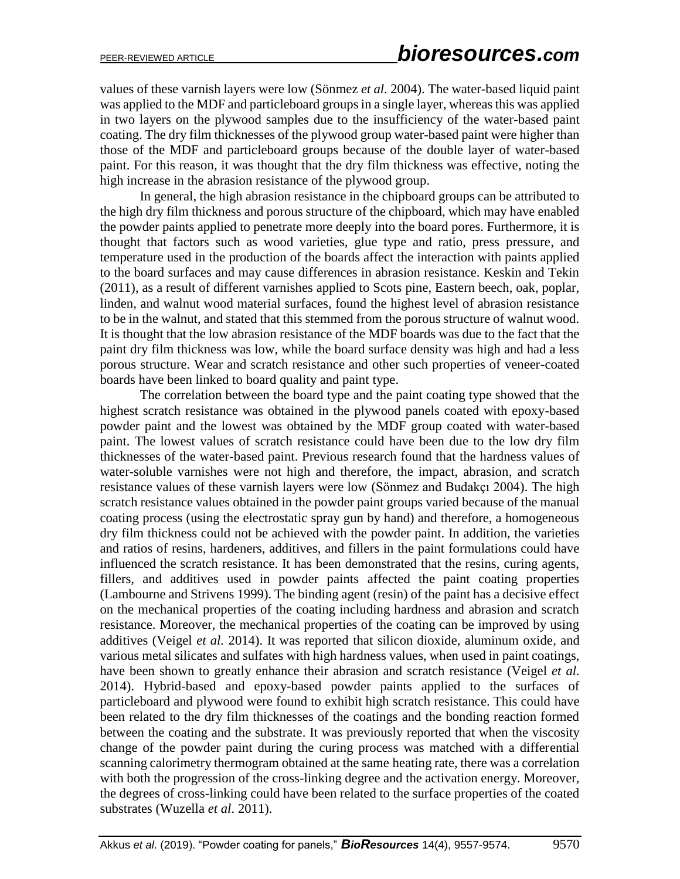values of these varnish layers were low (Sönmez *et al.* 2004). The water-based liquid paint was applied to the MDF and particleboard groups in a single layer, whereas this was applied in two layers on the plywood samples due to the insufficiency of the water-based paint coating. The dry film thicknesses of the plywood group water-based paint were higher than those of the MDF and particleboard groups because of the double layer of water-based paint. For this reason, it was thought that the dry film thickness was effective, noting the high increase in the abrasion resistance of the plywood group.

In general, the high abrasion resistance in the chipboard groups can be attributed to the high dry film thickness and porous structure of the chipboard, which may have enabled the powder paints applied to penetrate more deeply into the board pores. Furthermore, it is thought that factors such as wood varieties, glue type and ratio, press pressure, and temperature used in the production of the boards affect the interaction with paints applied to the board surfaces and may cause differences in abrasion resistance. Keskin and Tekin (2011), as a result of different varnishes applied to Scots pine, Eastern beech, oak, poplar, linden, and walnut wood material surfaces, found the highest level of abrasion resistance to be in the walnut, and stated that this stemmed from the porous structure of walnut wood. It is thought that the low abrasion resistance of the MDF boards was due to the fact that the paint dry film thickness was low, while the board surface density was high and had a less porous structure. Wear and scratch resistance and other such properties of veneer-coated boards have been linked to board quality and paint type.

The correlation between the board type and the paint coating type showed that the highest scratch resistance was obtained in the plywood panels coated with epoxy-based powder paint and the lowest was obtained by the MDF group coated with water-based paint. The lowest values of scratch resistance could have been due to the low dry film thicknesses of the water-based paint. Previous research found that the hardness values of water-soluble varnishes were not high and therefore, the impact, abrasion, and scratch resistance values of these varnish layers were low (Sönmez and Budakçı 2004). The high scratch resistance values obtained in the powder paint groups varied because of the manual coating process (using the electrostatic spray gun by hand) and therefore, a homogeneous dry film thickness could not be achieved with the powder paint. In addition, the varieties and ratios of resins, hardeners, additives, and fillers in the paint formulations could have influenced the scratch resistance. It has been demonstrated that the resins, curing agents, fillers, and additives used in powder paints affected the paint coating properties (Lambourne and Strivens 1999). The binding agent (resin) of the paint has a decisive effect on the mechanical properties of the coating including hardness and abrasion and scratch resistance. Moreover, the mechanical properties of the coating can be improved by using additives (Veigel *et al.* 2014). It was reported that silicon dioxide, aluminum oxide, and various metal silicates and sulfates with high hardness values, when used in paint coatings, have been shown to greatly enhance their abrasion and scratch resistance (Veigel *et al.* 2014). Hybrid-based and epoxy-based powder paints applied to the surfaces of particleboard and plywood were found to exhibit high scratch resistance. This could have been related to the dry film thicknesses of the coatings and the bonding reaction formed between the coating and the substrate. It was previously reported that when the viscosity change of the powder paint during the curing process was matched with a differential scanning calorimetry thermogram obtained at the same heating rate, there was a correlation with both the progression of the cross-linking degree and the activation energy. Moreover, the degrees of cross-linking could have been related to the surface properties of the coated substrates (Wuzella *et al*. 2011).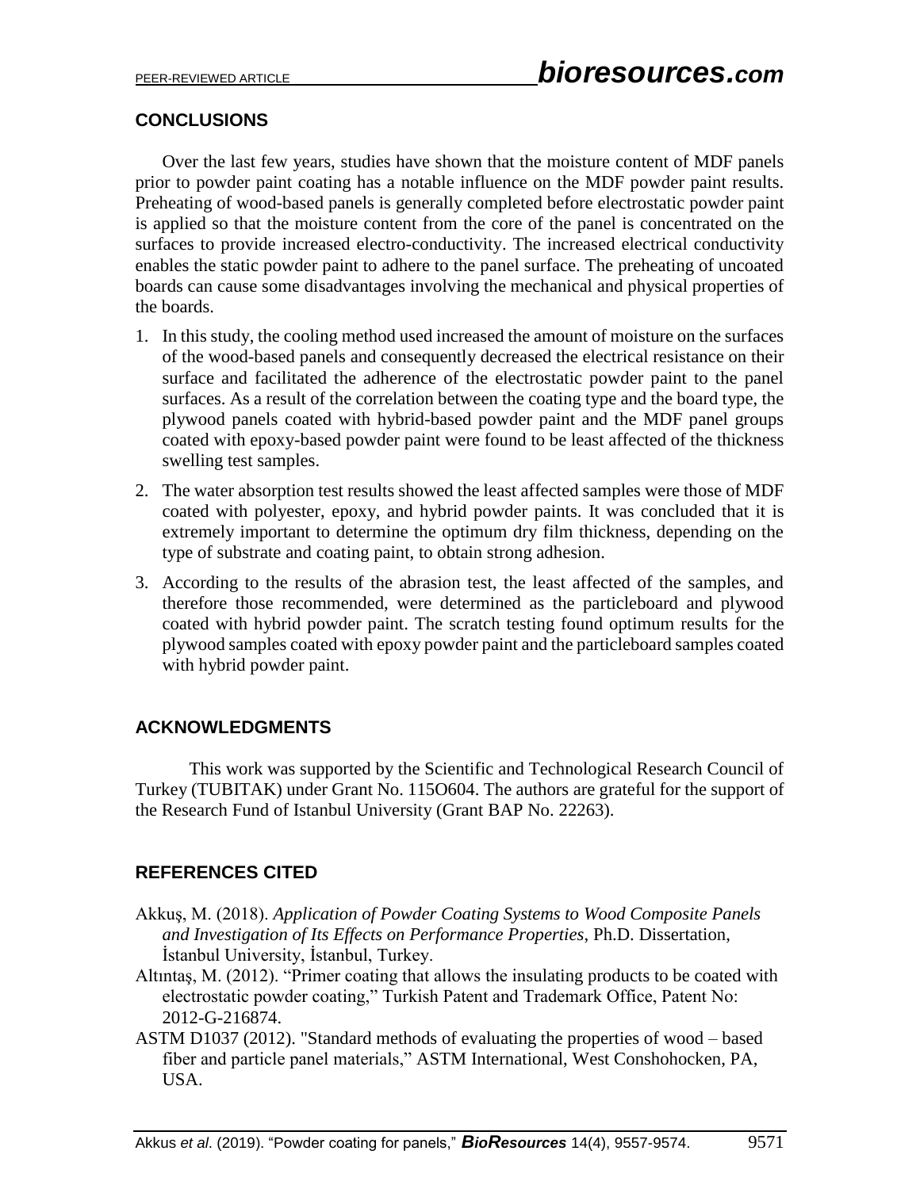## CONCLUSIONS

Over the last few years, studies have shown that the moisture content of MDF panels prior to powder paint coating has a notable influence on the MDF powder paint results. Preheating of wood-based panels is generally completed before electrostatic powder paint is applied so that the moisture content from the core of the panel is concentrated on the surfaces to provide increased electro-conductivity. The increased electrical conductivity enables the static powder paint to adhere to the panel surface. The preheating of uncoated boards can cause some disadvantages involving the mechanical and physical properties of the boards.

1. In this study, the cooling method used increased the amount of moisture on the surfaces of the wood-based panels and consequently decreased the electrical resistance on their surface and facilitated the adherence of the electrostatic powder paint to the panel surfaces. As a result of the correlation between the coating type and the board type, the plywood panels coated with hybrid-based powder paint and the MDF panel groups coated with epoxy-based powder paint were found to be least affected of the thickness swelling test samples.
2. The water absorption test results showed the least affected samples were those of MDF coated with polyester, epoxy, and hybrid powder paints. It was concluded that it is extremely important to determine the optimum dry film thickness, depending on the type of substrate and coating paint, to obtain strong adhesion.
3. According to the results of the abrasion test, the least affected of the samples, and therefore those recommended, were determined as the particleboard and plywood coated with hybrid powder paint. The scratch testing found optimum results for the plywood samples coated with epoxy powder paint and the particleboard samples coated with hybrid powder paint.

## ACKNOWLEDGMENTS

This work was supported by the Scientific and Technological Research Council of Turkey (TUBITAK) under Grant No. 115O604. The authors are grateful for the support of the Research Fund of Istanbul University (Grant BAP No. 22263).

## REFERENCES CITED

Akkuş, M. (2018). *Application of Powder Coating Systems to Wood Composite Panels and Investigation of Its Effects on Performance Properties*, Ph.D. Dissertation, İstanbul University, İstanbul, Turkey.

Altıntaş, M. (2012). "Primer coating that allows the insulating products to be coated with electrostatic powder coating," Turkish Patent and Trademark Office, Patent No: 2012-G-216874.

ASTM D1037 (2012). "Standard methods of evaluating the properties of wood – based fiber and particle panel materials," ASTM International, West Conshohocken, PA, USA.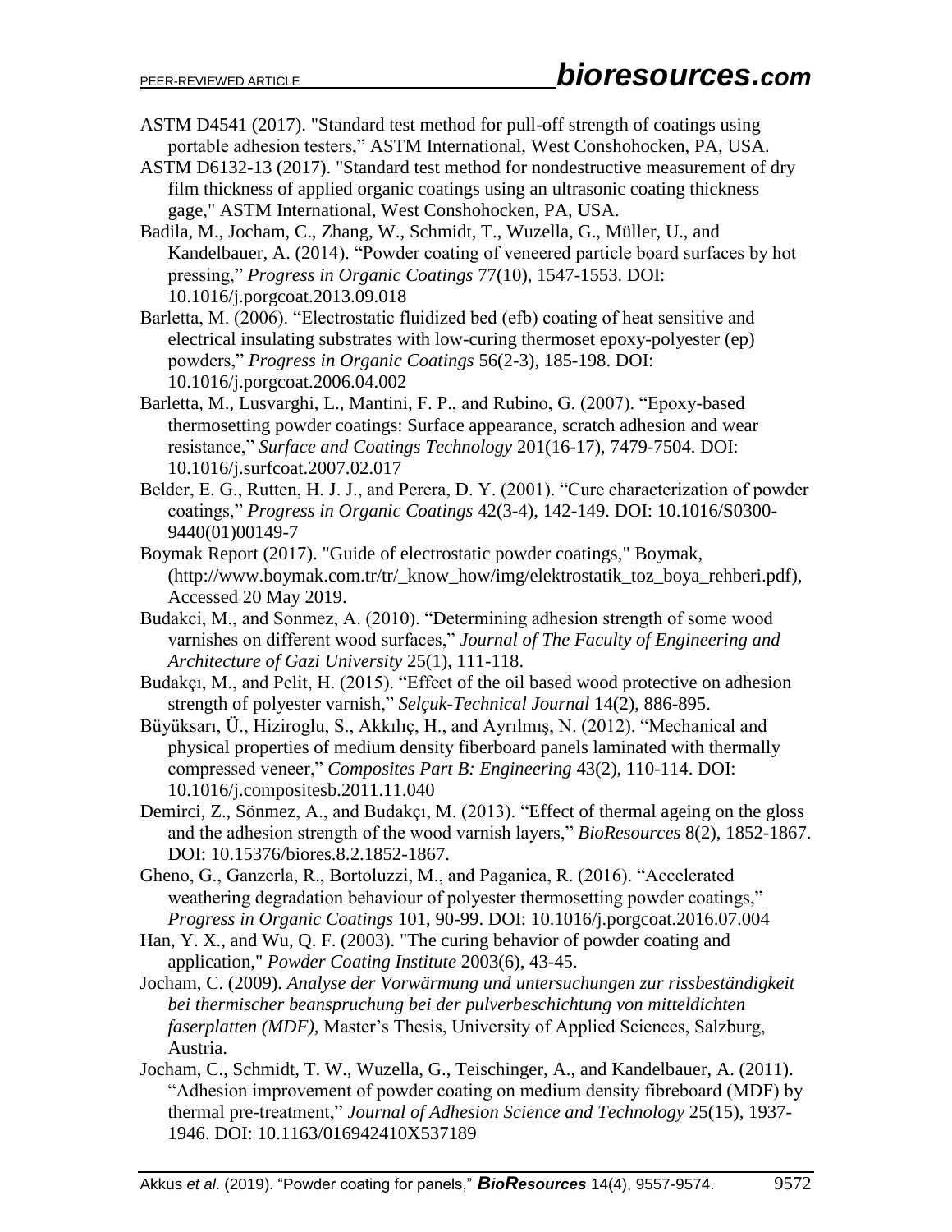ASTM D4541 (2017). "Standard test method for pull-off strength of coatings using portable adhesion testers," ASTM International, West Conshohocken, PA, USA.

ASTM D6132-13 (2017). "Standard test method for nondestructive measurement of dry film thickness of applied organic coatings using an ultrasonic coating thickness gage," ASTM International, West Conshohocken, PA, USA.

Badila, M., Jocham, C., Zhang, W., Schmidt, T., Wuzella, G., Müller, U., and Kandelbauer, A. (2014). "Powder coating of veneered particle board surfaces by hot pressing," *Progress in Organic Coatings* 77(10), 1547-1553. DOI: 10.1016/j.porgcoat.2013.09.018

Barletta, M. (2006). "Electrostatic fluidized bed (efb) coating of heat sensitive and electrical insulating substrates with low-curing thermoset epoxy-polyester (ep) powders," *Progress in Organic Coatings* 56(2-3), 185-198. DOI: 10.1016/j.porgcoat.2006.04.002

Barletta, M., Lusvarghi, L., Mantini, F. P., and Rubino, G. (2007). "Epoxy-based thermosetting powder coatings: Surface appearance, scratch adhesion and wear resistance," *Surface and Coatings Technology* 201(16-17), 7479-7504. DOI: 10.1016/j.surfcoat.2007.02.017

Belder, E. G., Rutten, H. J. J., and Perera, D. Y. (2001). "Cure characterization of powder coatings," *Progress in Organic Coatings* 42(3-4), 142-149. DOI: 10.1016/S0300-9440(01)00149-7

Boymak Report (2017). "Guide of electrostatic powder coatings," Boymak, (http://www.boymak.com.tr/tr/_know_how/img/elektrostatik_toz_boya_rehberi.pdf), Accessed 20 May 2019.

Budakci, M., and Sonmez, A. (2010). "Determining adhesion strength of some wood varnishes on different wood surfaces," *Journal of The Faculty of Engineering and Architecture of Gazi University* 25(1), 111-118.

Budakçı, M., and Pelit, H. (2015). "Effect of the oil based wood protective on adhesion strength of polyester varnish," *Selçuk-Technical Journal* 14(2), 886-895.

Büyüksarı, Ü., Hiziroglu, S., Akkılıç, H., and Ayrılmış, N. (2012). "Mechanical and physical properties of medium density fiberboard panels laminated with thermally compressed veneer," *Composites Part B: Engineering* 43(2), 110-114. DOI: 10.1016/j.compositesb.2011.11.040

Demirci, Z., Sönmez, A., and Budakçı, M. (2013). "Effect of thermal ageing on the gloss and the adhesion strength of the wood varnish layers," *BioResources* 8(2), 1852-1867. DOI: 10.15376/biores.8.2.1852-1867.

Gheno, G., Ganzerla, R., Bortoluzzi, M., and Paganica, R. (2016). "Accelerated weathering degradation behaviour of polyester thermosetting powder coatings," *Progress in Organic Coatings* 101, 90-99. DOI: 10.1016/j.porgcoat.2016.07.004

Han, Y. X., and Wu, Q. F. (2003). "The curing behavior of powder coating and application," *Powder Coating Institute* 2003(6), 43-45.

Jocham, C. (2009). *Analyse der Vorwärmung und untersuchungen zur rissbeständigkeit bei thermischer beanspruchung bei der pulverbeschichtung von mitteldichten faserplatten (MDF),* Master's Thesis, University of Applied Sciences, Salzburg, Austria.

Jocham, C., Schmidt, T. W., Wuzella, G., Teischinger, A., and Kandelbauer, A. (2011). "Adhesion improvement of powder coating on medium density fibreboard (MDF) by thermal pre-treatment," *Journal of Adhesion Science and Technology* 25(15), 1937-1946. DOI: 10.1163/016942410X537189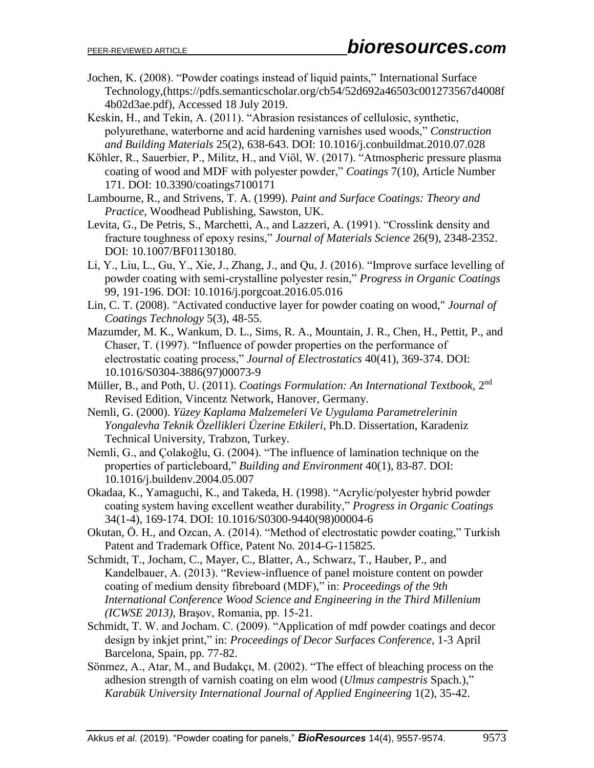Jochen, K. (2008). "Powder coatings instead of liquid paints," International Surface Technology,(https://pdfs.semanticscholar.org/cb54/52d692a46503c001273567d4008f4b02d3ae.pdf), Accessed 18 July 2019.

Keskin, H., and Tekin, A. (2011). "Abrasion resistances of cellulosic, synthetic, polyurethane, waterborne and acid hardening varnishes used woods," *Construction and Building Materials* 25(2), 638-643. DOI: 10.1016/j.conbuildmat.2010.07.028

Köhler, R., Sauerbier, P., Militz, H., and Viöl, W. (2017). "Atmospheric pressure plasma coating of wood and MDF with polyester powder," *Coatings* 7(10), Article Number 171. DOI: 10.3390/coatings7100171

Lambourne, R., and Strivens, T. A. (1999). *Paint and Surface Coatings: Theory and Practice*, Woodhead Publishing, Sawston, UK.

Levita, G., De Petris, S., Marchetti, A., and Lazzeri, A. (1991). "Crosslink density and fracture toughness of epoxy resins," *Journal of Materials Science* 26(9), 2348-2352. DOI: 10.1007/BF01130180.

Li, Y., Liu, L., Gu, Y., Xie, J., Zhang, J., and Qu, J. (2016). "Improve surface levelling of powder coating with semi-crystalline polyester resin," *Progress in Organic Coatings* 99, 191-196. DOI: 10.1016/j.porgcoat.2016.05.016

Lin, C. T. (2008). "Activated conductive layer for powder coating on wood," *Journal of Coatings Technology* 5(3), 48-55.

Mazumder, M. K., Wankum, D. L., Sims, R. A., Mountain, J. R., Chen, H., Pettit, P., and Chaser, T. (1997). "Influence of powder properties on the performance of electrostatic coating process," *Journal of Electrostatics* 40(41), 369-374. DOI: 10.1016/S0304-3886(97)00073-9

Müller, B., and Poth, U. (2011). *Coatings Formulation: An International Textbook*, 2nd Revised Edition, Vincentz Network, Hanover, Germany.

Nemli, G. (2000). *Yüzey Kaplama Malzemeleri Ve Uygulama Parametrelerinin Yongalevha Teknik Özellikleri Üzerine Etkileri*, Ph.D. Dissertation, Karadeniz Technical University, Trabzon, Turkey.

Nemli, G., and Çolakoğlu, G. (2004). "The influence of lamination technique on the properties of particleboard," *Building and Environment* 40(1), 83-87. DOI: 10.1016/j.buildenv.2004.05.007

Okadaa, K., Yamaguchi, K., and Takeda, H. (1998). "Acrylic/polyester hybrid powder coating system having excellent weather durability," *Progress in Organic Coatings* 34(1-4), 169-174. DOI: 10.1016/S0300-9440(98)00004-6

Okutan, Ö. H., and Ozcan, A. (2014). "Method of electrostatic powder coating," Turkish Patent and Trademark Office, Patent No. 2014-G-115825.

Schmidt, T., Jocham, C., Mayer, C., Blatter, A., Schwarz, T., Hauber, P., and Kandelbauer, A. (2013). "Review-influence of panel moisture content on powder coating of medium density fibreboard (MDF)," in: *Proceedings of the 9th International Conference Wood Science and Engineering in the Third Millenium (ICWSE 2013)*, Braşov, Romania, pp. 15-21.

Schmidt, T. W. and Jocham. C. (2009). "Application of mdf powder coatings and decor design by inkjet print," in: *Proceedings of Decor Surfaces Conference*, 1-3 April Barcelona, Spain, pp. 77-82.

Sönmez, A., Atar, M., and Budakçı, M. (2002). "The effect of bleaching process on the adhesion strength of varnish coating on elm wood (*Ulmus campestris* Spach.)," *Karabük University International Journal of Applied Engineering* 1(2), 35-42.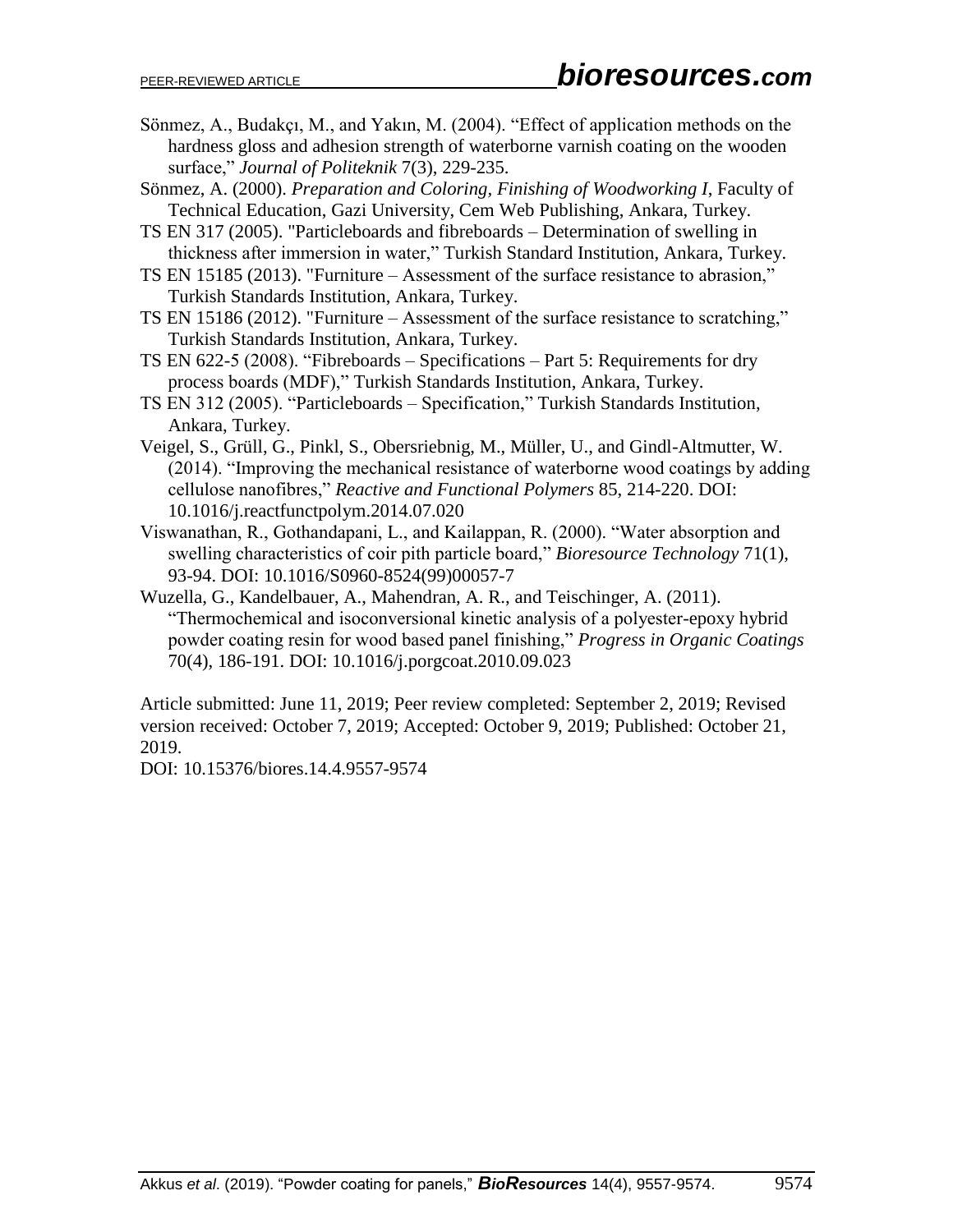Sönmez, A., Budakçı, M., and Yakın, M. (2004). "Effect of application methods on the hardness gloss and adhesion strength of waterborne varnish coating on the wooden surface," *Journal of Politeknik* 7(3), 229-235.

Sönmez, A. (2000). *Preparation and Coloring, Finishing of Woodworking I*, Faculty of Technical Education, Gazi University, Cem Web Publishing, Ankara, Turkey.

TS EN 317 (2005). "Particleboards and fibreboards – Determination of swelling in thickness after immersion in water," Turkish Standard Institution, Ankara, Turkey.

TS EN 15185 (2013). "Furniture – Assessment of the surface resistance to abrasion," Turkish Standards Institution, Ankara, Turkey.

TS EN 15186 (2012). "Furniture – Assessment of the surface resistance to scratching," Turkish Standards Institution, Ankara, Turkey.

TS EN 622-5 (2008). "Fibreboards – Specifications – Part 5: Requirements for dry process boards (MDF)," Turkish Standards Institution, Ankara, Turkey.

TS EN 312 (2005). "Particleboards – Specification," Turkish Standards Institution, Ankara, Turkey.

Veigel, S., Grüll, G., Pinkl, S., Obersriebnig, M., Müller, U., and Gindl-Altmutter, W. (2014). "Improving the mechanical resistance of waterborne wood coatings by adding cellulose nanofibres," *Reactive and Functional Polymers* 85, 214-220. DOI: 10.1016/j.reactfunctpolym.2014.07.020

Viswanathan, R., Gothandapani, L., and Kailappan, R. (2000). "Water absorption and swelling characteristics of coir pith particle board," *Bioresource Technology* 71(1), 93-94. DOI: 10.1016/S0960-8524(99)00057-7

Wuzella, G., Kandelbauer, A., Mahendran, A. R., and Teischinger, A. (2011). "Thermochemical and isoconversional kinetic analysis of a polyester-epoxy hybrid powder coating resin for wood based panel finishing," *Progress in Organic Coatings* 70(4), 186-191. DOI: 10.1016/j.porgcoat.2010.09.023

Article submitted: June 11, 2019; Peer review completed: September 2, 2019; Revised version received: October 7, 2019; Accepted: October 9, 2019; Published: October 21, 2019.

DOI: 10.15376/biores.14.4.9557-9574